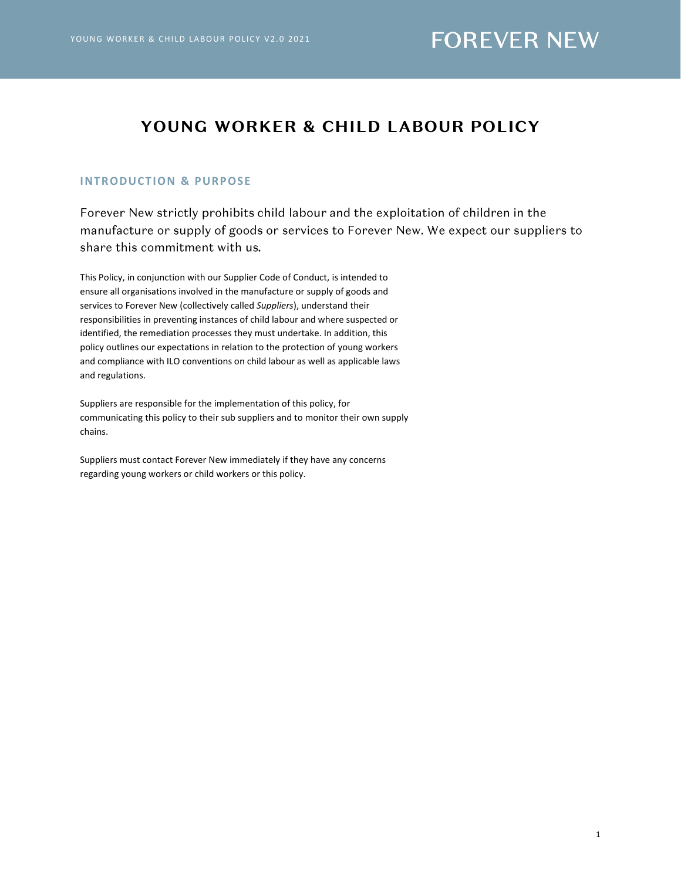# YOUNG WORKER & CHILD LABOUR POLICY

## INTRODUCTION & PURPOSE

Forever New strictly prohibits child labour and the exploitation of children in the manufacture or supply of goods or services to Forever New. We expect our suppliers to share this commitment with us.

This Policy, in conjunction with our Supplier Code of Conduct, is intended to ensure all organisations involved in the manufacture or supply of goods and services to Forever New (collectively called *Suppliers*), understand their responsibilities in preventing instances of child labour and where suspected or identified, the remediation processes they must undertake. In addition, this policy outlines our expectations in relation to the protection of young workers and compliance with ILO conventions on child labour as well as applicable laws and regulations.

Suppliers are responsible for the implementation of this policy, for communicating this policy to their sub suppliers and to monitor their own supply chains.

Suppliers must contact Forever New immediately if they have any concerns regarding young workers or child workers or this policy.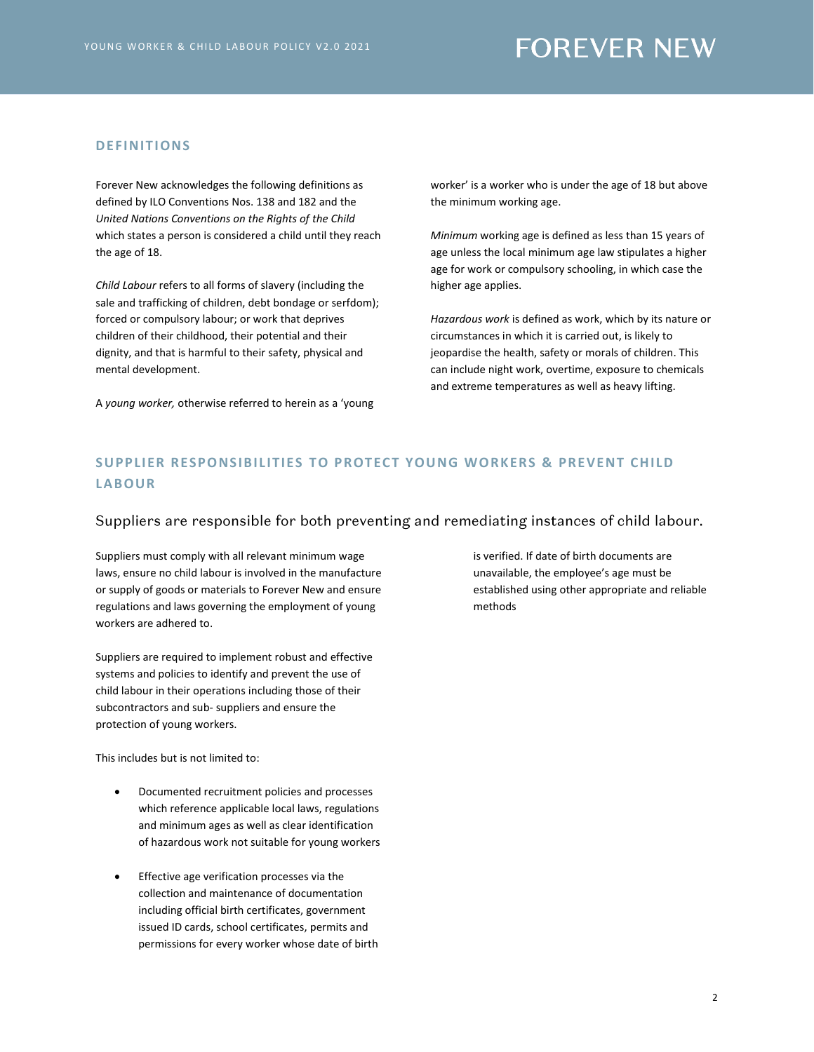## DEFINITIONS

Forever New acknowledges the following definitions as defined by ILO Conventions Nos. 138 and 182 and the *United Nations Conventions on the Rights of the Child* which states a person is considered a child until they reach the age of 18.

*Child Labour* refers to all forms of slavery (including the sale and trafficking of children, debt bondage or serfdom); forced or compulsory labour; or work that deprives children of their childhood, their potential and their dignity, and that is harmful to their safety, physical and mental development.

A *young worker,* otherwise referred to herein as a 'young worker' is a worker who is under the age of 18 but above the minimum working age.

*Minimum* working age is defined as less than 15 years of age unless the local minimum age law stipulates a higher age for work or compulsory schooling, in which case the higher age applies.

*Hazardous work* is defined as work, which by its nature or circumstances in which it is carried out, is likely to jeopardise the health, safety or morals of children. This can include night work, overtime, exposure to chemicals and extreme temperatures as well as heavy lifting.

## SUPPLIER RESPONSIBILITIES TO PROTECT YOUNG WORKERS & PREVENT CHILD LABOUR

### Suppliers are responsible for both preventing and remediating instances of child labour.

Suppliers must comply with all relevant minimum wage laws, ensure no child labour is involved in the manufacture or supply of goods or materials to Forever New and ensure regulations and laws governing the employment of young workers are adhered to.

Suppliers are required to implement robust and effective systems and policies to identify and prevent the use of child labour in their operations including those of their subcontractors and sub- suppliers and ensure the protection of young workers.

This includes but is not limited to:

- Documented recruitment policies and processes which reference applicable local laws, regulations and minimum ages as well as clear identification of hazardous work not suitable for young workers
- Effective age verification processes via the collection and maintenance of documentation including official birth certificates, government issued ID cards, school certificates, permits and permissions for every worker whose date of birth is verified. If date of birth documents are unavailable, the employee's age must be established using other appropriate and reliable methods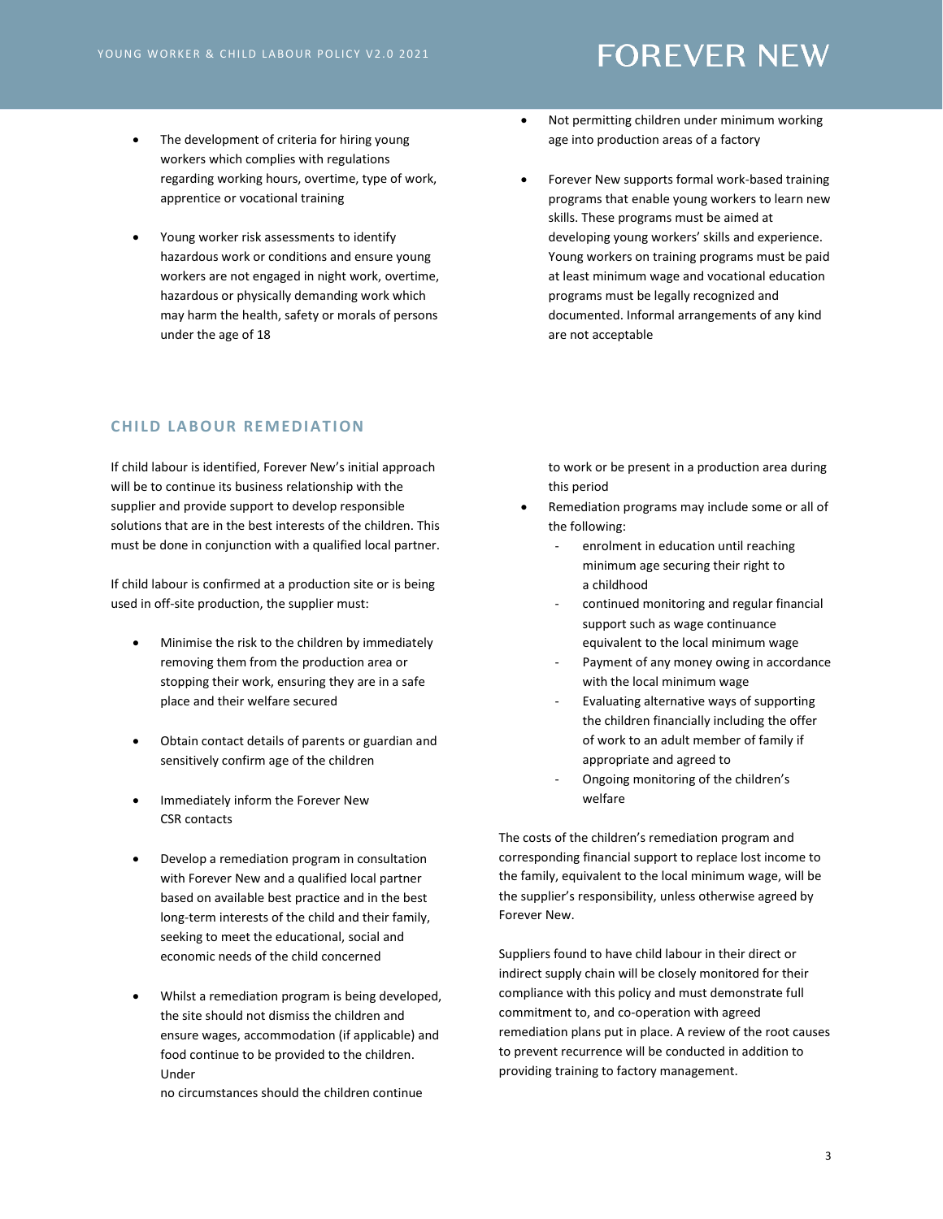- The development of criteria for hiring young workers which complies with regulations regarding working hours, overtime, type of work, apprentice or vocational training
- Young worker risk assessments to identify hazardous work or conditions and ensure young workers are not engaged in night work, overtime, hazardous or physically demanding work which may harm the health, safety or morals of persons under the age of 18
- Not permitting children under minimum working age into production areas of a factory
- Forever New supports formal work-based training programs that enable young workers to learn new skills. These programs must be aimed at developing young workers' skills and experience. Young workers on training programs must be paid at least minimum wage and vocational education programs must be legally recognized and documented. Informal arrangements of any kind are not acceptable

## CHILD LABOUR REMEDIATION

If child labour is identified, Forever New's initial approach will be to continue its business relationship with the supplier and provide support to develop responsible solutions that are in the best interests of the children. This must be done in conjunction with a qualified local partner.

If child labour is confirmed at a production site or is being used in off-site production, the supplier must:

- Minimise the risk to the children by immediately removing them from the production area or stopping their work, ensuring they are in a safe place and their welfare secured
- Obtain contact details of parents or guardian and sensitively confirm age of the children
- Immediately inform the Forever New CSR contacts
- Develop a remediation program in consultation with Forever New and a qualified local partner based on available best practice and in the best long-term interests of the child and their family, seeking to meet the educational, social and economic needs of the child concerned
- Whilst a remediation program is being developed, the site should not dismiss the children and ensure wages, accommodation (if applicable) and food continue to be provided to the children. Under no circumstances should the children continue to work or be present in a production area during this period
- Remediation programs may include some or all of the following:
  - enrolment in education until reaching minimum age securing their right to a childhood
  - continued monitoring and regular financial support such as wage continuance equivalent to the local minimum wage
  - Payment of any money owing in accordance with the local minimum wage
  - Evaluating alternative ways of supporting the children financially including the offer of work to an adult member of family if appropriate and agreed to
  - Ongoing monitoring of the children's welfare

The costs of the children's remediation program and corresponding financial support to replace lost income to the family, equivalent to the local minimum wage, will be the supplier's responsibility, unless otherwise agreed by Forever New.

Suppliers found to have child labour in their direct or indirect supply chain will be closely monitored for their compliance with this policy and must demonstrate full commitment to, and co-operation with agreed remediation plans put in place. A review of the root causes to prevent recurrence will be conducted in addition to providing training to factory management.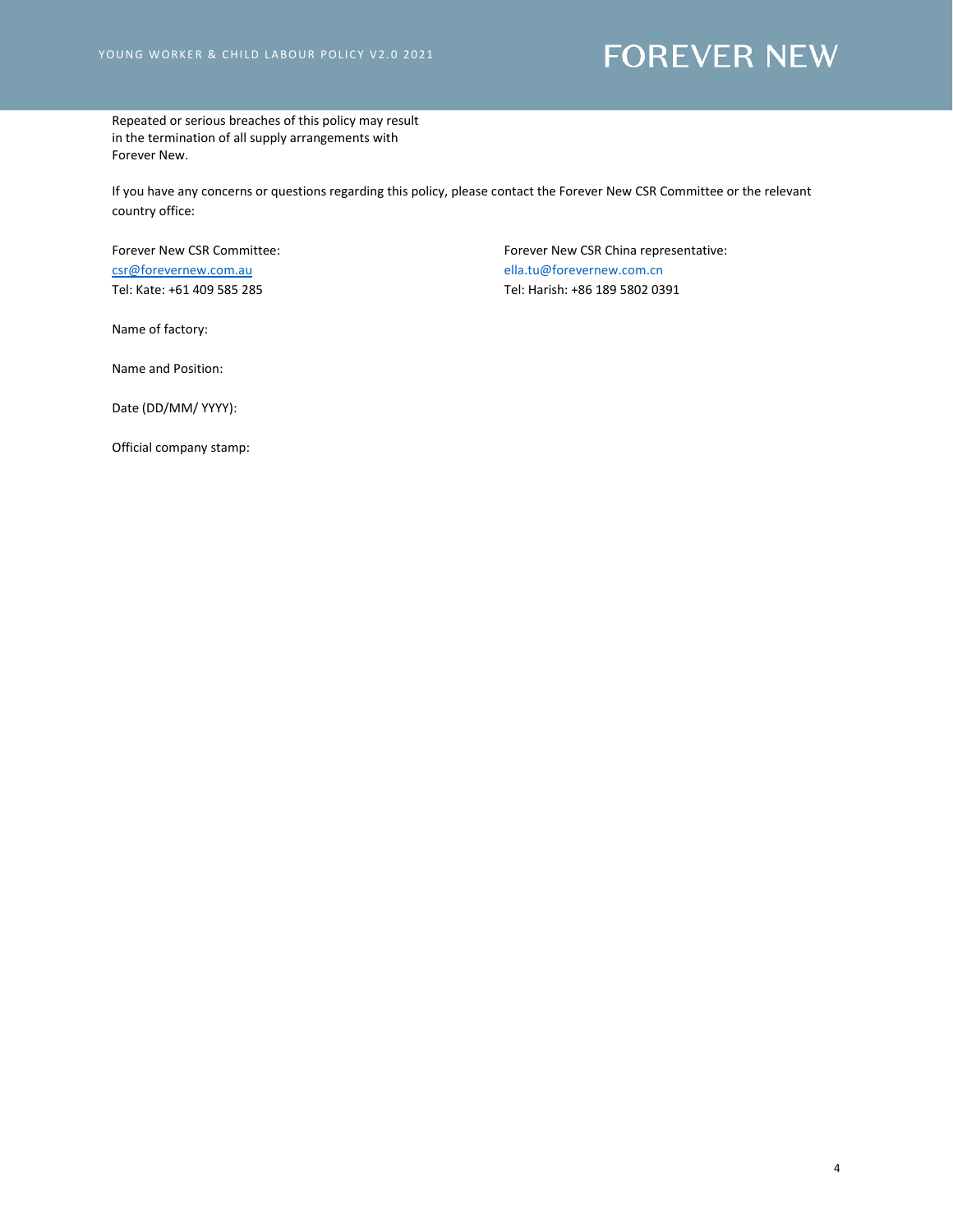Repeated or serious breaches of this policy may result in the termination of all supply arrangements with Forever New.

If you have any concerns or questions regarding this policy, please contact the Forever New CSR Committee or the relevant country office:

Forever New CSR Committee:
csr@forevernew.com.au
Tel: Kate: +61 409 585 285

Forever New CSR China representative:
ella.tu@forevernew.com.cn
Tel: Harish: +86 189 5802 0391

Name of factory:

Name and Position:

Date (DD/MM/ YYYY):

Official company stamp: